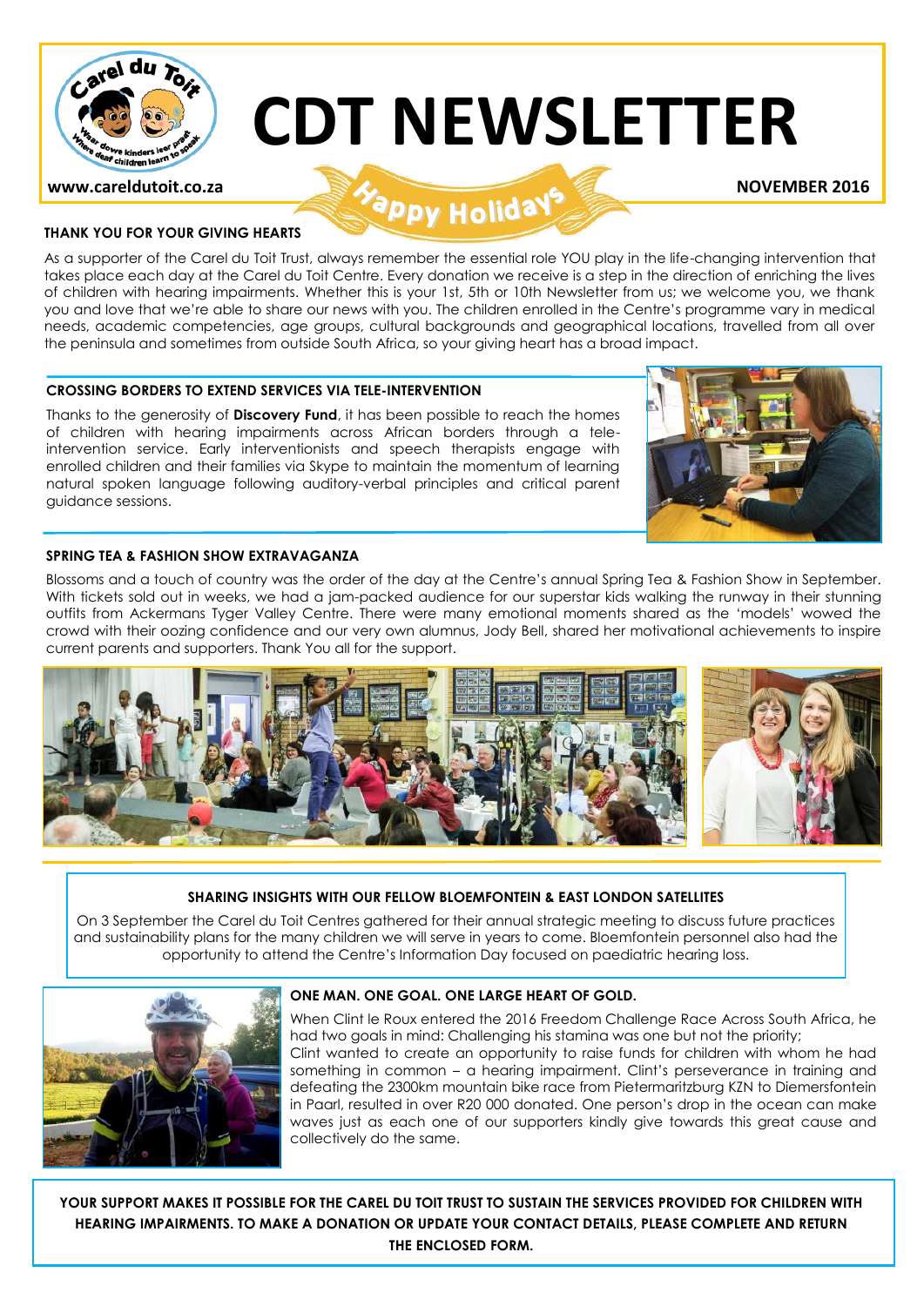# CDT NEWSLETTER

www.careldutoit.co.za

Happy Holidays

NOVEMBER 2016

### THANK YOU FOR YOUR GIVING HEARTS

As a supporter of the Carel du Toit Trust, always remember the essential role YOU play in the life-changing intervention that takes place each day at the Carel du Toit Centre. Every donation we receive is a step in the direction of enriching the lives of children with hearing impairments. Whether this is your 1st, 5th or 10th Newsletter from us; we welcome you, we thank you and love that we're able to share our news with you. The children enrolled in the Centre's programme vary in medical needs, academic competencies, age groups, cultural backgrounds and geographical locations, travelled from all over the peninsula and sometimes from outside South Africa, so your giving heart has a broad impact.

### CROSSING BORDERS TO EXTEND SERVICES VIA TELE-INTERVENTION

Thanks to the generosity of **Discovery Fund**, it has been possible to reach the homes of children with hearing impairments across African borders through a tele-intervention service. Early interventionists and speech therapists engage with enrolled children and their families via Skype to maintain the momentum of learning natural spoken language following auditory-verbal principles and critical parent guidance sessions.

### SPRING TEA & FASHION SHOW EXTRAVAGANZA

Blossoms and a touch of country was the order of the day at the Centre's annual Spring Tea & Fashion Show in September. With tickets sold out in weeks, we had a jam-packed audience for our superstar kids walking the runway in their stunning outfits from Ackermans Tyger Valley Centre. There were many emotional moments shared as the 'models' wowed the crowd with their oozing confidence and our very own alumnus, Jody Bell, shared her motivational achievements to inspire current parents and supporters. Thank You all for the support.

### SHARING INSIGHTS WITH OUR FELLOW BLOEMFONTEIN & EAST LONDON SATELLITES

On 3 September the Carel du Toit Centres gathered for their annual strategic meeting to discuss future practices and sustainability plans for the many children we will serve in years to come. Bloemfontein personnel also had the opportunity to attend the Centre's Information Day focused on paediatric hearing loss.

### ONE MAN. ONE GOAL. ONE LARGE HEART OF GOLD.

When Clint le Roux entered the 2016 Freedom Challenge Race Across South Africa, he had two goals in mind: Challenging his stamina was one but not the priority;
Clint wanted to create an opportunity to raise funds for children with whom he had something in common – a hearing impairment. Clint's perseverance in training and defeating the 2300km mountain bike race from Pietermaritzburg KZN to Diemersfontein in Paarl, resulted in over R20 000 donated. One person's drop in the ocean can make waves just as each one of our supporters kindly give towards this great cause and collectively do the same.

**YOUR SUPPORT MAKES IT POSSIBLE FOR THE CAREL DU TOIT TRUST TO SUSTAIN THE SERVICES PROVIDED FOR CHILDREN WITH HEARING IMPAIRMENTS. TO MAKE A DONATION OR UPDATE YOUR CONTACT DETAILS, PLEASE COMPLETE AND RETURN THE ENCLOSED FORM.**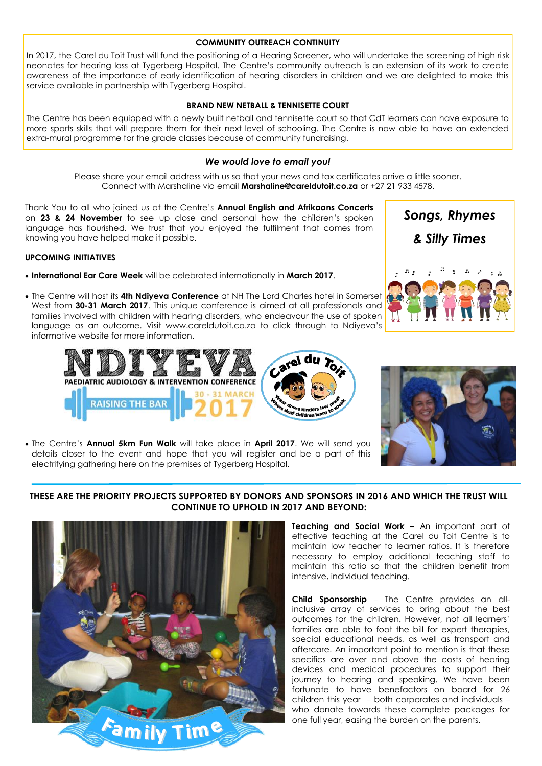### COMMUNITY OUTREACH CONTINUITY

In 2017, the Carel du Toit Trust will fund the positioning of a Hearing Screener, who will undertake the screening of high risk neonates for hearing loss at Tygerberg Hospital. The Centre's community outreach is an extension of its work to create awareness of the importance of early identification of hearing disorders in children and we are delighted to make this service available in partnership with Tygerberg Hospital.

### BRAND NEW NETBALL & TENNISETTE COURT

The Centre has been equipped with a newly built netball and tennisette court so that CdT learners can have exposure to more sports skills that will prepare them for their next level of schooling. The Centre is now able to have an extended extra-mural programme for the grade classes because of community fundraising.

### *We would love to email you!*

Please share your email address with us so that your news and tax certificates arrive a little sooner. Connect with Marshaline via email **Marshaline@careldutoit.co.za** or +27 21 933 4578.

Thank You to all who joined us at the Centre's **Annual English and Afrikaans Concerts** on **23 & 24 November** to see up close and personal how the children's spoken language has flourished. We trust that you enjoyed the fulfilment that comes from knowing you have helped make it possible.

*Songs, Rhymes & Silly Times*

### UPCOMING INITIATIVES

- **International Ear Care Week** will be celebrated internationally in **March 2017**.
- The Centre will host its **4th Ndiyeva Conference** at NH The Lord Charles hotel in Somerset West from **30-31 March 2017**. This unique conference is aimed at all professionals and families involved with children with hearing disorders, who endeavour the use of spoken language as an outcome. Visit www.careldutoit.co.za to click through to Ndiyeva's informative website for more information.

NDIYEVA PAEDIATRIC AUDIOLOGY & INTERVENTION CONFERENCE – RAISING THE BAR – 30 - 31 MARCH 2017

Carel du Toit – Waar dowe kinders leer praat – Where deaf children learn to speak

- The Centre's **Annual 5km Fun Walk** will take place in **April 2017**. We will send you details closer to the event and hope that you will register and be a part of this electrifying gathering here on the premises of Tygerberg Hospital.

### THESE ARE THE PRIORITY PROJECTS SUPPORTED BY DONORS AND SPONSORS IN 2016 AND WHICH THE TRUST WILL CONTINUE TO UPHOLD IN 2017 AND BEYOND:

Family Time

**Teaching and Social Work** – An important part of effective teaching at the Carel du Toit Centre is to maintain low teacher to learner ratios. It is therefore necessary to employ additional teaching staff to maintain this ratio so that the children benefit from intensive, individual teaching.

**Child Sponsorship** – The Centre provides an all-inclusive array of services to bring about the best outcomes for the children. However, not all learners' families are able to foot the bill for expert therapies, special educational needs, as well as transport and aftercare. An important point to mention is that these specifics are over and above the costs of hearing devices and medical procedures to support their journey to hearing and speaking. We have been fortunate to have benefactors on board for 26 children this year – both corporates and individuals – who donate towards these complete packages for one full year, easing the burden on the parents.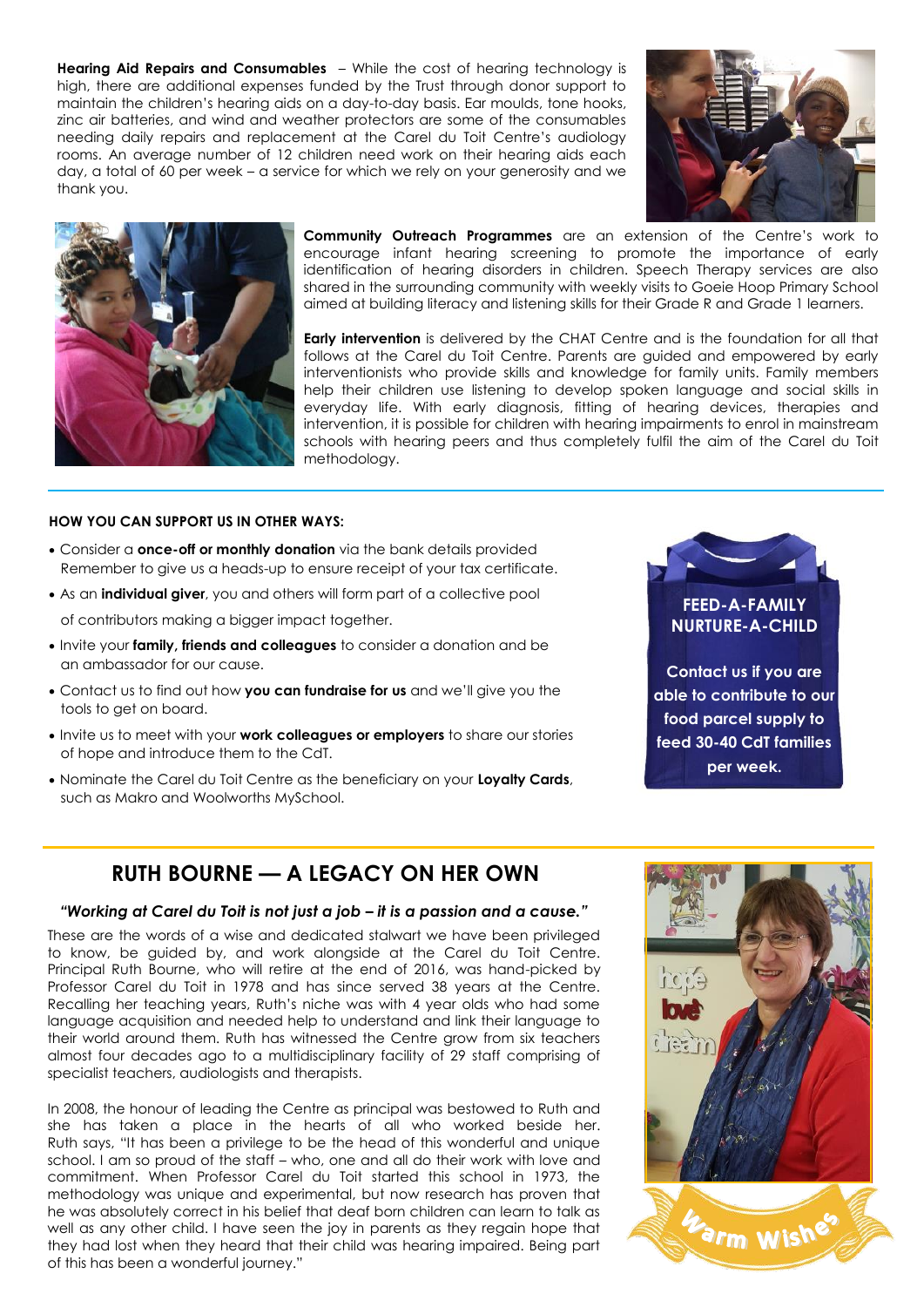**Hearing Aid Repairs and Consumables** – While the cost of hearing technology is high, there are additional expenses funded by the Trust through donor support to maintain the children's hearing aids on a day-to-day basis. Ear moulds, tone hooks, zinc air batteries, and wind and weather protectors are some of the consumables needing daily repairs and replacement at the Carel du Toit Centre's audiology rooms. An average number of 12 children need work on their hearing aids each day, a total of 60 per week – a service for which we rely on your generosity and we thank you.

**Community Outreach Programmes** are an extension of the Centre's work to encourage infant hearing screening to promote the importance of early identification of hearing disorders in children. Speech Therapy services are also shared in the surrounding community with weekly visits to Goeie Hoop Primary School aimed at building literacy and listening skills for their Grade R and Grade 1 learners.

**Early intervention** is delivered by the CHAT Centre and is the foundation for all that follows at the Carel du Toit Centre. Parents are guided and empowered by early interventionists who provide skills and knowledge for family units. Family members help their children use listening to develop spoken language and social skills in everyday life. With early diagnosis, fitting of hearing devices, therapies and intervention, it is possible for children with hearing impairments to enrol in mainstream schools with hearing peers and thus completely fulfil the aim of the Carel du Toit methodology.

**HOW YOU CAN SUPPORT US IN OTHER WAYS:**

- Consider a **once-off or monthly donation** via the bank details provided Remember to give us a heads-up to ensure receipt of your tax certificate.
- As an **individual giver**, you and others will form part of a collective pool of contributors making a bigger impact together.
- Invite your **family, friends and colleagues** to consider a donation and be an ambassador for our cause.
- Contact us to find out how **you can fundraise for us** and we'll give you the tools to get on board.
- Invite us to meet with your **work colleagues or employers** to share our stories of hope and introduce them to the CdT.
- Nominate the Carel du Toit Centre as the beneficiary on your **Loyalty Cards**, such as Makro and Woolworths MySchool.

**FEED-A-FAMILY NURTURE-A-CHILD**

**Contact us if you are able to contribute to our food parcel supply to feed 30-40 CdT families per week.**

## RUTH BOURNE — A LEGACY ON HER OWN

***"Working at Carel du Toit is not just a job – it is a passion and a cause."***

These are the words of a wise and dedicated stalwart we have been privileged to know, be guided by, and work alongside at the Carel du Toit Centre. Principal Ruth Bourne, who will retire at the end of 2016, was hand-picked by Professor Carel du Toit in 1978 and has since served 38 years at the Centre. Recalling her teaching years, Ruth's niche was with 4 year olds who had some language acquisition and needed help to understand and link their language to their world around them. Ruth has witnessed the Centre grow from six teachers almost four decades ago to a multidisciplinary facility of 29 staff comprising of specialist teachers, audiologists and therapists.

In 2008, the honour of leading the Centre as principal was bestowed to Ruth and she has taken a place in the hearts of all who worked beside her. Ruth says, "It has been a privilege to be the head of this wonderful and unique school. I am so proud of the staff – who, one and all do their work with love and commitment. When Professor Carel du Toit started this school in 1973, the methodology was unique and experimental, but now research has proven that he was absolutely correct in his belief that deaf born children can learn to talk as well as any other child. I have seen the joy in parents as they regain hope that they had lost when they heard that their child was hearing impaired. Being part of this has been a wonderful journey."

Warm Wishes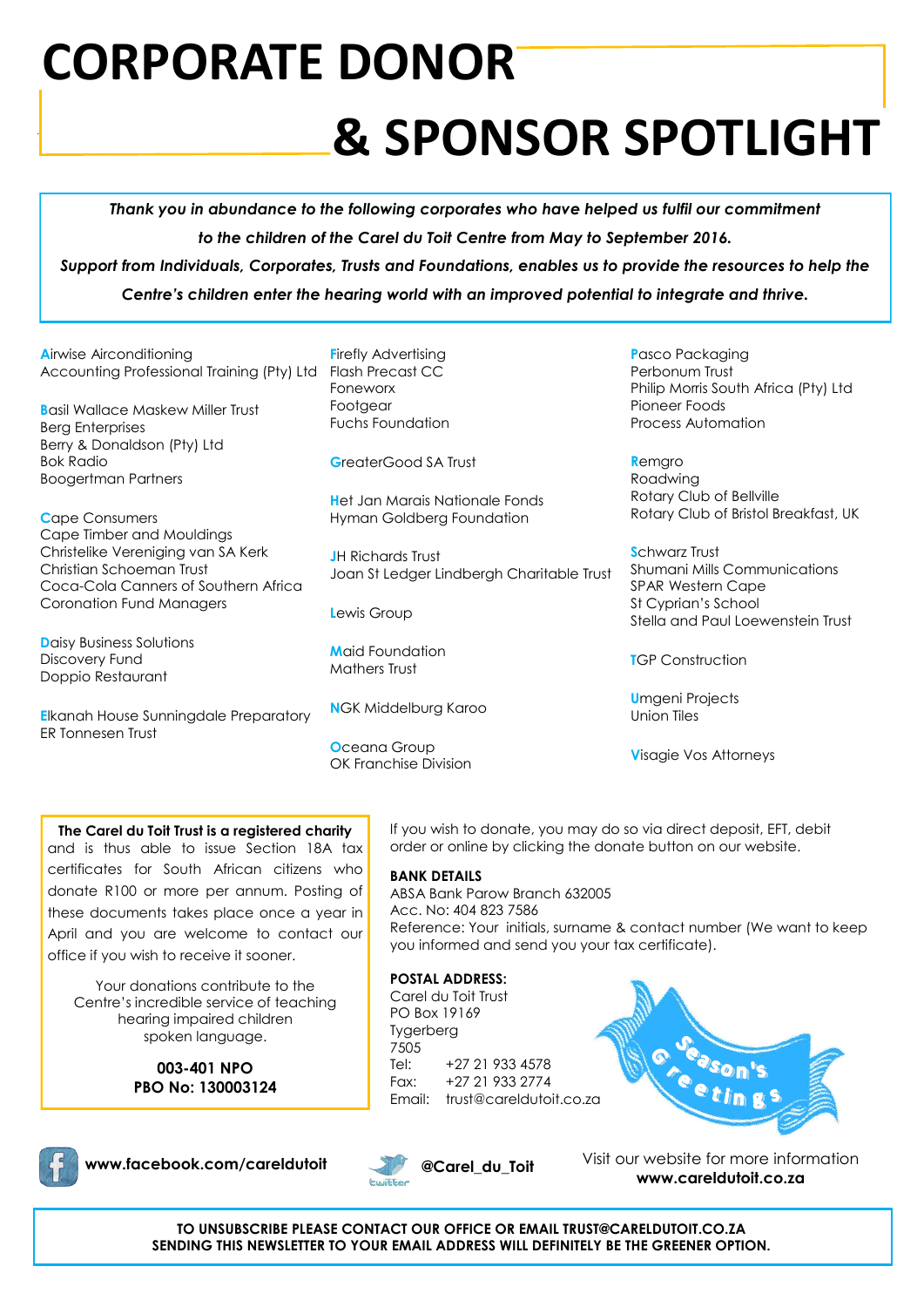# CORPORATE DONOR & SPONSOR SPOTLIGHT

***Thank you in abundance to the following corporates who have helped us fulfil our commitment to the children of the Carel du Toit Centre from May to September 2016.***
***Support from Individuals, Corporates, Trusts and Foundations, enables us to provide the resources to help the Centre's children enter the hearing world with an improved potential to integrate and thrive.***

Airwise Airconditioning
Accounting Professional Training (Pty) Ltd

Basil Wallace Maskew Miller Trust
Berg Enterprises
Berry & Donaldson (Pty) Ltd
Bok Radio
Boogertman Partners

Cape Consumers
Cape Timber and Mouldings
Christelike Vereniging van SA Kerk
Christian Schoeman Trust
Coca-Cola Canners of Southern Africa
Coronation Fund Managers

Daisy Business Solutions
Discovery Fund
Doppio Restaurant

Elkanah House Sunningdale Preparatory
ER Tonnesen Trust

Firefly Advertising
Flash Precast CC
Foneworx
Footgear
Fuchs Foundation

GreaterGood SA Trust

Het Jan Marais Nationale Fonds
Hyman Goldberg Foundation

JH Richards Trust
Joan St Ledger Lindbergh Charitable Trust

Lewis Group

Maid Foundation
Mathers Trust

NGK Middelburg Karoo

Oceana Group
OK Franchise Division

Pasco Packaging
Perbonum Trust
Philip Morris South Africa (Pty) Ltd
Pioneer Foods
Process Automation

Remgro
Roadwing
Rotary Club of Bellville
Rotary Club of Bristol Breakfast, UK

Schwarz Trust
Shumani Mills Communications
SPAR Western Cape
St Cyprian's School
Stella and Paul Loewenstein Trust

TGP Construction

Umgeni Projects
Union Tiles

Visagie Vos Attorneys

**The Carel du Toit Trust is a registered charity** and is thus able to issue Section 18A tax certificates for South African citizens who donate R100 or more per annum. Posting of these documents takes place once a year in April and you are welcome to contact our office if you wish to receive it sooner.

Your donations contribute to the Centre's incredible service of teaching hearing impaired children spoken language.

**003-401 NPO**
**PBO No: 130003124**

If you wish to donate, you may do so via direct deposit, EFT, debit order or online by clicking the donate button on our website.

**BANK DETAILS**
ABSA Bank Parow Branch 632005
Acc. No: 404 823 7586
Reference: Your initials, surname & contact number (We want to keep you informed and send you your tax certificate).

**POSTAL ADDRESS:**
Carel du Toit Trust
PO Box 19169
Tygerberg
7505
Tel: +27 21 933 4578
Fax: +27 21 933 2774
Email: trust@careldutoit.co.za

Season's Greetings

**www.facebook.com/careldutoit**

**@Carel_du_Toit**

Visit our website for more information
**www.careldutoit.co.za**

**TO UNSUBSCRIBE PLEASE CONTACT OUR OFFICE OR EMAIL TRUST@CARELDUTOIT.CO.ZA**
**SENDING THIS NEWSLETTER TO YOUR EMAIL ADDRESS WILL DEFINITELY BE THE GREENER OPTION.**